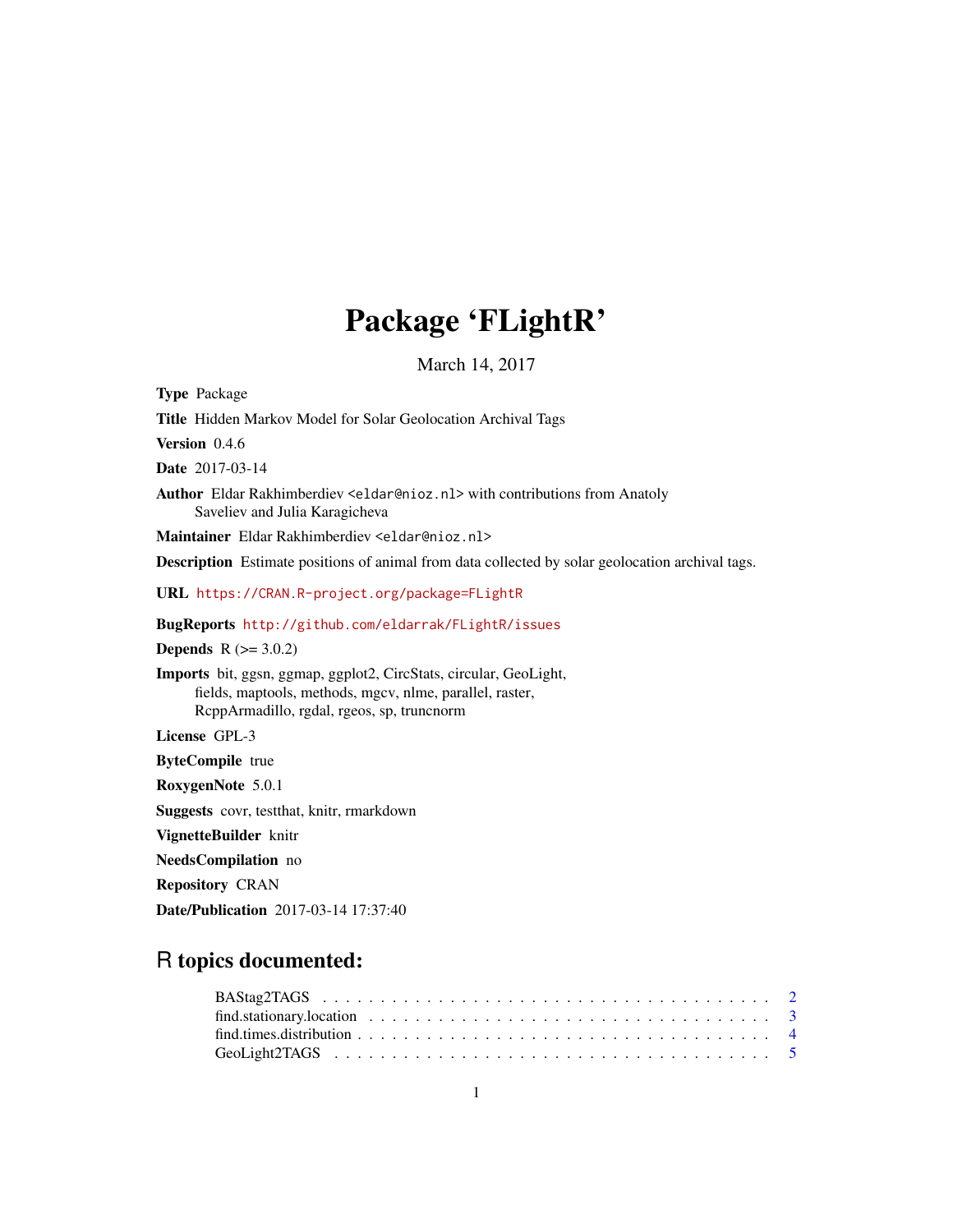# Package 'FLightR'

March 14, 2017

**Type** Package

**Title** Hidden Markov Model for Solar Geolocation Archival Tags

**Version** 0.4.6

**Date** 2017-03-14

**Author** Eldar Rakhimberdiev <eldar@nioz.nl> with contributions from Anatoly Saveliev and Julia Karagicheva

**Maintainer** Eldar Rakhimberdiev <eldar@nioz.nl>

**Description** Estimate positions of animal from data collected by solar geolocation archival tags.

**URL** https://CRAN.R-project.org/package=FLightR

**BugReports** http://github.com/eldarrak/FLightR/issues

**Depends** R (>= 3.0.2)

**Imports** bit, ggsn, ggmap, ggplot2, CircStats, circular, GeoLight, fields, maptools, methods, mgcv, nlme, parallel, raster, RcppArmadillo, rgdal, rgeos, sp, truncnorm

**License** GPL-3

**ByteCompile** true

**RoxygenNote** 5.0.1

**Suggests** covr, testthat, knitr, rmarkdown

**VignetteBuilder** knitr

**NeedsCompilation** no

**Repository** CRAN

**Date/Publication** 2017-03-14 17:37:40

## R topics documented:

- BAStag2TAGS . . . . . . . . . . . . . . . . . . . . . . . . . . . . . . . . . . . . . . 2
- find.stationary.location . . . . . . . . . . . . . . . . . . . . . . . . . . . . . . . . . 3
- find.times.distribution . . . . . . . . . . . . . . . . . . . . . . . . . . . . . . . . . . 4
- GeoLight2TAGS . . . . . . . . . . . . . . . . . . . . . . . . . . . . . . . . . . . . . 5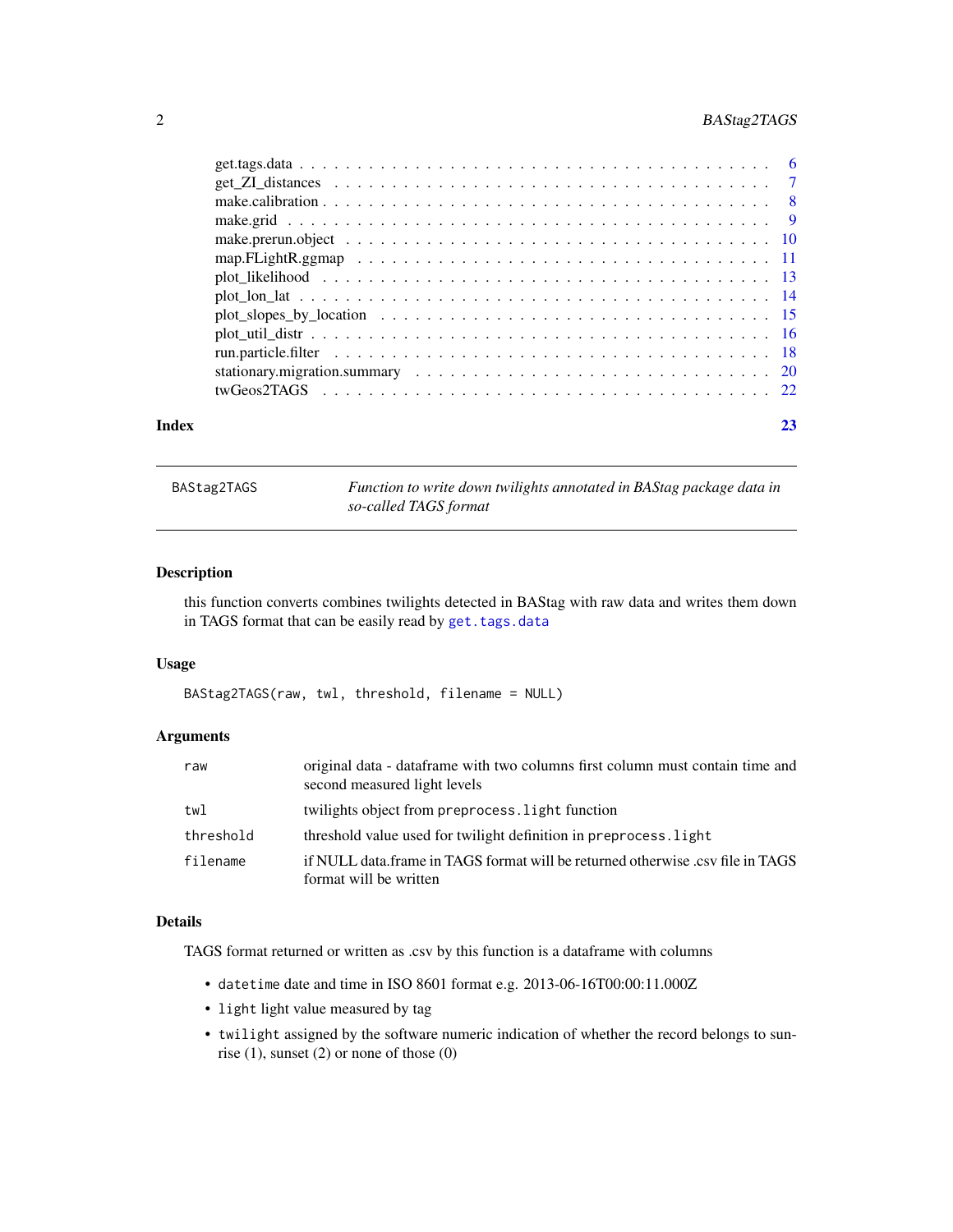get.tags.data . . . . . . . . . . . . . . . . . . . . . . . . . . . . . . . . . . . . . 6
get_ZI_distances . . . . . . . . . . . . . . . . . . . . . . . . . . . . . . . . . . . 7
make.calibration . . . . . . . . . . . . . . . . . . . . . . . . . . . . . . . . . . . 8
make.grid . . . . . . . . . . . . . . . . . . . . . . . . . . . . . . . . . . . . . . . 9
make.prerun.object . . . . . . . . . . . . . . . . . . . . . . . . . . . . . . . . . 10
map.FLightR.ggmap . . . . . . . . . . . . . . . . . . . . . . . . . . . . . . . . . 11
plot_likelihood . . . . . . . . . . . . . . . . . . . . . . . . . . . . . . . . . . . 13
plot_lon_lat . . . . . . . . . . . . . . . . . . . . . . . . . . . . . . . . . . . . . 14
plot_slopes_by_location . . . . . . . . . . . . . . . . . . . . . . . . . . . . . . . 15
plot_util_distr . . . . . . . . . . . . . . . . . . . . . . . . . . . . . . . . . . . 16
run.particle.filter . . . . . . . . . . . . . . . . . . . . . . . . . . . . . . . . . . 18
stationary.migration.summary . . . . . . . . . . . . . . . . . . . . . . . . . . . . 20
twGeos2TAGS . . . . . . . . . . . . . . . . . . . . . . . . . . . . . . . . . . . . 22

**Index** 23

---

# BAStag2TAGS

*Function to write down twilights annotated in BAStag package data in so-called TAGS format*

## Description

this function converts combines twilights detected in BAStag with raw data and writes them down in TAGS format that can be easily read by `get.tags.data`

## Usage

```
BAStag2TAGS(raw, twl, threshold, filename = NULL)
```

## Arguments

| | |
|---|---|
| `raw` | original data - dataframe with two columns first column must contain time and second measured light levels |
| `twl` | twilights object from `preprocess.light` function |
| `threshold` | threshold value used for twilight definition in `preprocess.light` |
| `filename` | if NULL data.frame in TAGS format will be returned otherwise .csv file in TAGS format will be written |

## Details

TAGS format returned or written as .csv by this function is a dataframe with columns

- `datetime` date and time in ISO 8601 format e.g. 2013-06-16T00:00:11.000Z
- `light` light value measured by tag
- `twilight` assigned by the software numeric indication of whether the record belongs to sunrise (1), sunset (2) or none of those (0)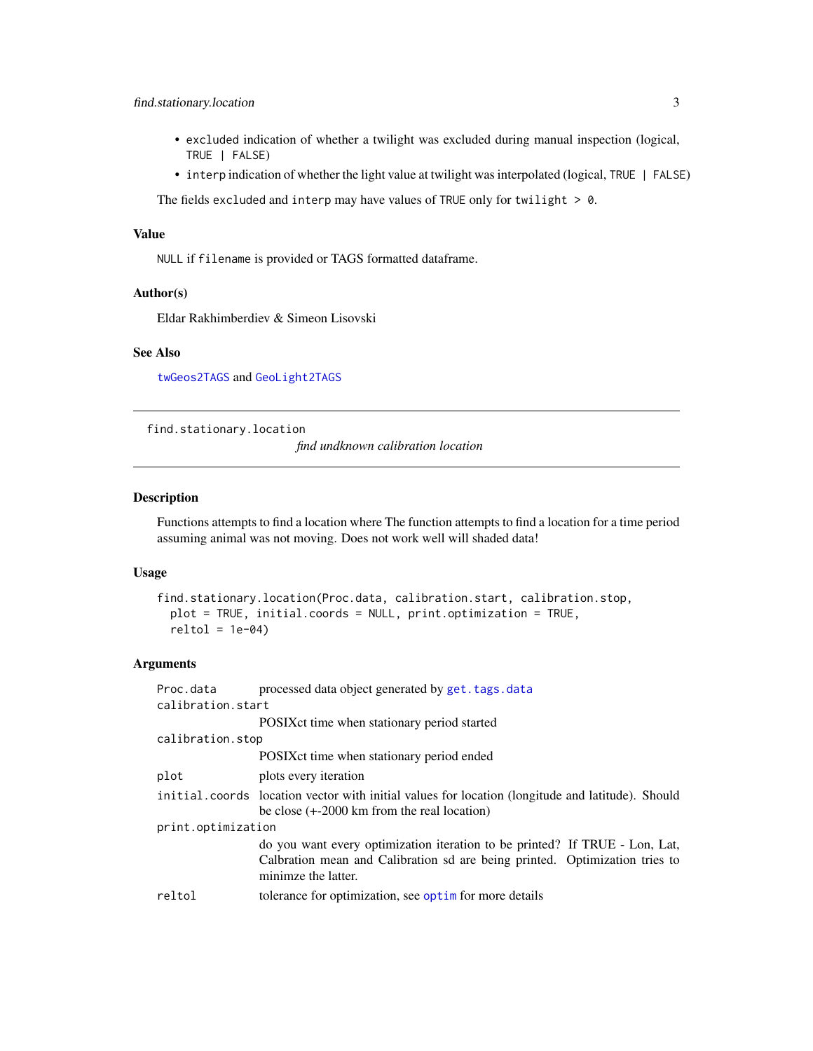- `excluded` indication of whether a twilight was excluded during manual inspection (logical, `TRUE | FALSE`)
- `interp` indication of whether the light value at twilight was interpolated (logical, `TRUE | FALSE`)

The fields `excluded` and `interp` may have values of `TRUE` only for `twilight > 0`.

### Value

`NULL` if `filename` is provided or TAGS formatted dataframe.

### Author(s)

Eldar Rakhimberdiev & Simeon Lisovski

### See Also

`twGeos2TAGS` and `GeoLight2TAGS`

---

## find.stationary.location

*find undknown calibration location*

---

### Description

Functions attempts to find a location where The function attempts to find a location for a time period assuming animal was not moving. Does not work well will shaded data!

### Usage

```
find.stationary.location(Proc.data, calibration.start, calibration.stop,
  plot = TRUE, initial.coords = NULL, print.optimization = TRUE,
  reltol = 1e-04)
```

### Arguments

| | |
|---|---|
| `Proc.data` | processed data object generated by `get.tags.data` |
| `calibration.start` | POSIXct time when stationary period started |
| `calibration.stop` | POSIXct time when stationary period ended |
| `plot` | plots every iteration |
| `initial.coords` | location vector with initial values for location (longitude and latitude). Should be close (+-2000 km from the real location) |
| `print.optimization` | do you want every optimization iteration to be printed? If TRUE - Lon, Lat, Calbration mean and Calibration sd are being printed. Optimization tries to minimze the latter. |
| `reltol` | tolerance for optimization, see `optim` for more details |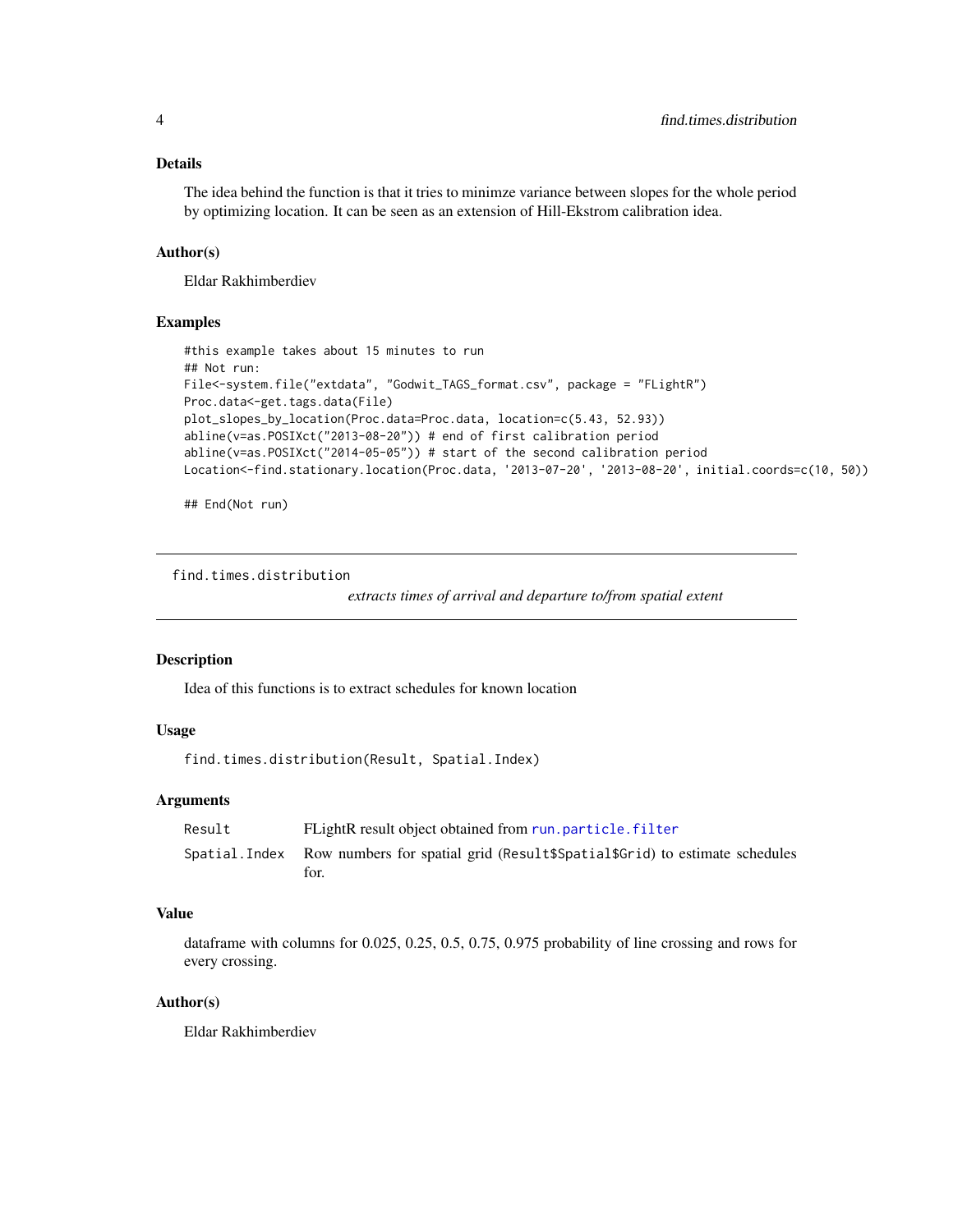### Details

The idea behind the function is that it tries to minimze variance between slopes for the whole period by optimizing location. It can be seen as an extension of Hill-Ekstrom calibration idea.

### Author(s)

Eldar Rakhimberdiev

### Examples

```
#this example takes about 15 minutes to run
## Not run:
File<-system.file("extdata", "Godwit_TAGS_format.csv", package = "FLightR")
Proc.data<-get.tags.data(File)
plot_slopes_by_location(Proc.data=Proc.data, location=c(5.43, 52.93))
abline(v=as.POSIXct("2013-08-20")) # end of first calibration period
abline(v=as.POSIXct("2014-05-05")) # start of the second calibration period
Location<-find.stationary.location(Proc.data, '2013-07-20', '2013-08-20', initial.coords=c(10, 50))

## End(Not run)
```

---

## find.times.distribution

*extracts times of arrival and departure to/from spatial extent*

### Description

Idea of this functions is to extract schedules for known location

### Usage

```
find.times.distribution(Result, Spatial.Index)
```

### Arguments

| | |
|---|---|
| Result | FLightR result object obtained from run.particle.filter |
| Spatial.Index | Row numbers for spatial grid (Result$Spatial$Grid) to estimate schedules for. |

### Value

dataframe with columns for 0.025, 0.25, 0.5, 0.75, 0.975 probability of line crossing and rows for every crossing.

### Author(s)

Eldar Rakhimberdiev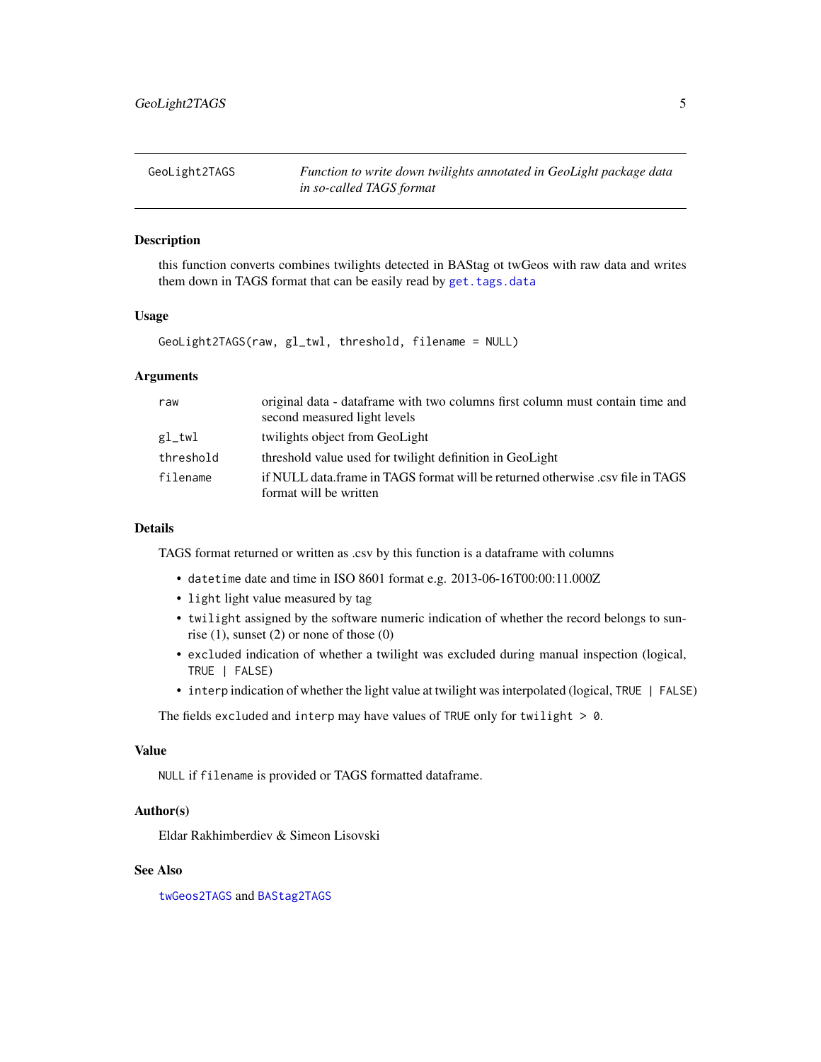## GeoLight2TAGS — *Function to write down twilights annotated in GeoLight package data in so-called TAGS format*

### Description

this function converts combines twilights detected in BAStag ot twGeos with raw data and writes them down in TAGS format that can be easily read by `get.tags.data`

### Usage

```
GeoLight2TAGS(raw, gl_twl, threshold, filename = NULL)
```

### Arguments

| | |
|---|---|
| `raw` | original data - dataframe with two columns first column must contain time and second measured light levels |
| `gl_twl` | twilights object from GeoLight |
| `threshold` | threshold value used for twilight definition in GeoLight |
| `filename` | if NULL data.frame in TAGS format will be returned otherwise .csv file in TAGS format will be written |

### Details

TAGS format returned or written as .csv by this function is a dataframe with columns

- `datetime` date and time in ISO 8601 format e.g. 2013-06-16T00:00:11.000Z
- `light` light value measured by tag
- `twilight` assigned by the software numeric indication of whether the record belongs to sunrise (1), sunset (2) or none of those (0)
- `excluded` indication of whether a twilight was excluded during manual inspection (logical, `TRUE | FALSE`)
- `interp` indication of whether the light value at twilight was interpolated (logical, `TRUE | FALSE`)

The fields `excluded` and `interp` may have values of `TRUE` only for `twilight > 0`.

### Value

`NULL` if `filename` is provided or TAGS formatted dataframe.

### Author(s)

Eldar Rakhimberdiev & Simeon Lisovski

### See Also

`twGeos2TAGS` and `BAStag2TAGS`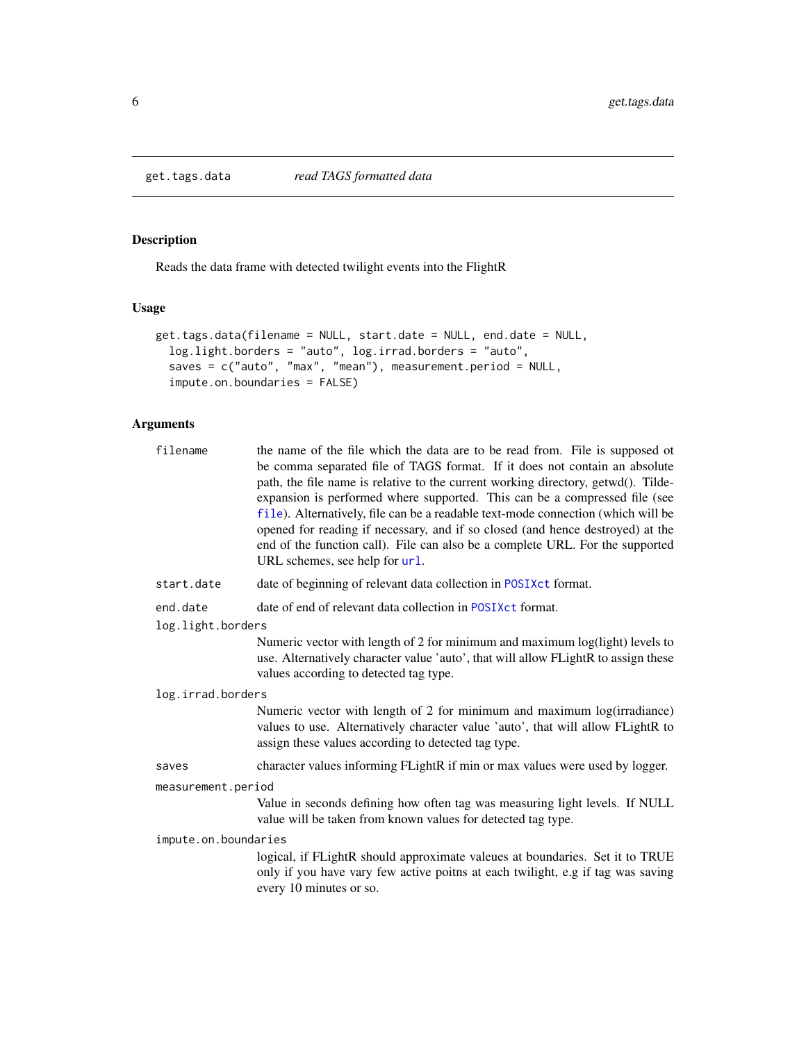## get.tags.data &nbsp;&nbsp;&nbsp; *read TAGS formatted data*

### Description

Reads the data frame with detected twilight events into the FlightR

### Usage

```
get.tags.data(filename = NULL, start.date = NULL, end.date = NULL,
  log.light.borders = "auto", log.irrad.borders = "auto",
  saves = c("auto", "max", "mean"), measurement.period = NULL,
  impute.on.boundaries = FALSE)
```

### Arguments

`filename` &nbsp;&nbsp; the name of the file which the data are to be read from. File is supposed ot be comma separated file of TAGS format. If it does not contain an absolute path, the file name is relative to the current working directory, getwd(). Tilde-expansion is performed where supported. This can be a compressed file (see `file`). Alternatively, file can be a readable text-mode connection (which will be opened for reading if necessary, and if so closed (and hence destroyed) at the end of the function call). File can also be a complete URL. For the supported URL schemes, see help for `url`.

`start.date` &nbsp;&nbsp; date of beginning of relevant data collection in `POSIXct` format.

`end.date` &nbsp;&nbsp; date of end of relevant data collection in `POSIXct` format.

`log.light.borders`
&nbsp;&nbsp; Numeric vector with length of 2 for minimum and maximum log(light) levels to use. Alternatively character value 'auto', that will allow FLightR to assign these values according to detected tag type.

`log.irrad.borders`
&nbsp;&nbsp; Numeric vector with length of 2 for minimum and maximum log(irradiance) values to use. Alternatively character value 'auto', that will allow FLightR to assign these values according to detected tag type.

`saves` &nbsp;&nbsp; character values informing FLightR if min or max values were used by logger.

`measurement.period`
&nbsp;&nbsp; Value in seconds defining how often tag was measuring light levels. If NULL value will be taken from known values for detected tag type.

`impute.on.boundaries`
&nbsp;&nbsp; logical, if FLightR should approximate valeues at boundaries. Set it to TRUE only if you have vary few active poitns at each twilight, e.g if tag was saving every 10 minutes or so.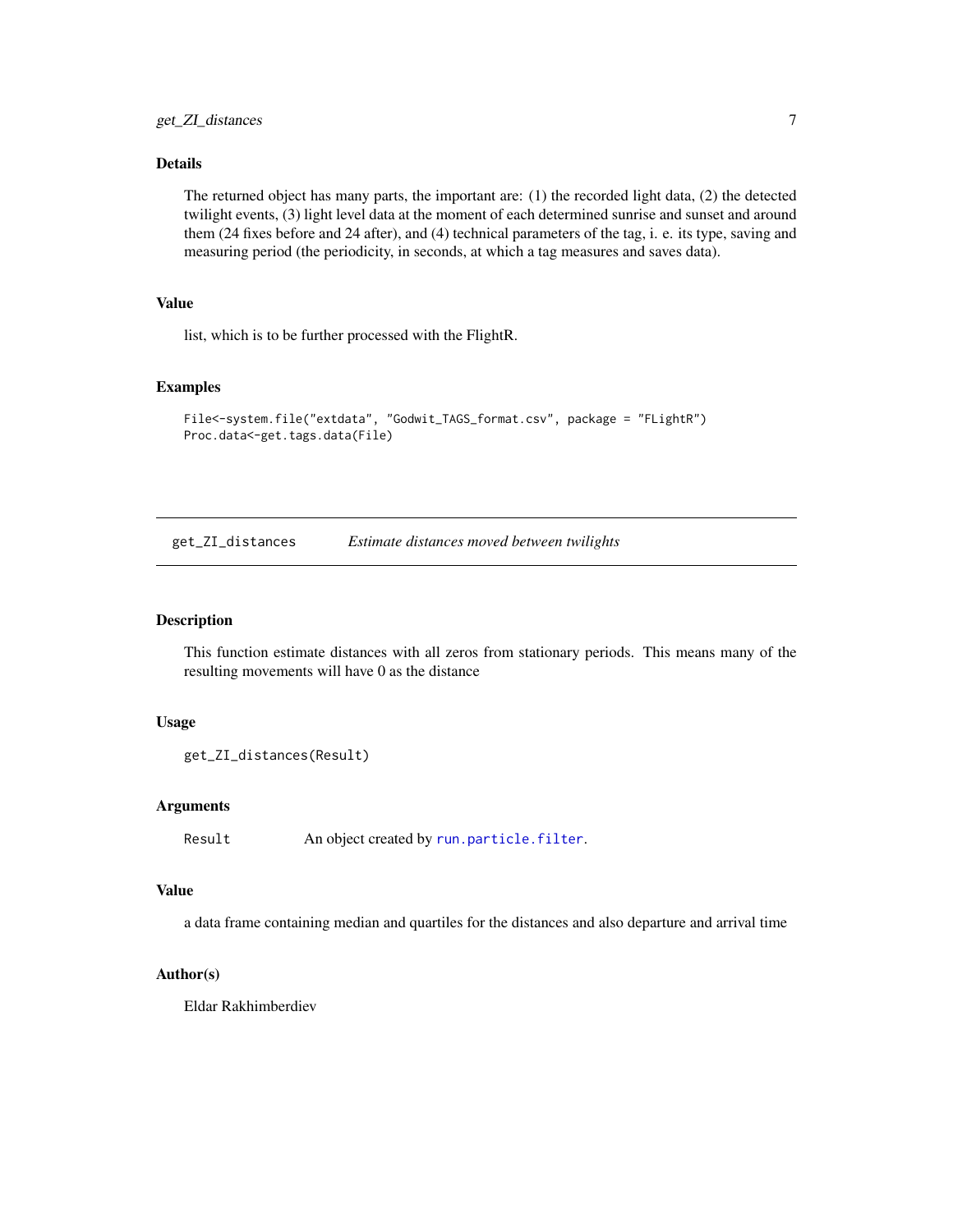### Details

The returned object has many parts, the important are: (1) the recorded light data, (2) the detected twilight events, (3) light level data at the moment of each determined sunrise and sunset and around them (24 fixes before and 24 after), and (4) technical parameters of the tag, i. e. its type, saving and measuring period (the periodicity, in seconds, at which a tag measures and saves data).

### Value

list, which is to be further processed with the FlightR.

### Examples

```
File<-system.file("extdata", "Godwit_TAGS_format.csv", package = "FLightR")
Proc.data<-get.tags.data(File)
```

---

## get_ZI_distances *Estimate distances moved between twilights*

### Description

This function estimate distances with all zeros from stationary periods. This means many of the resulting movements will have 0 as the distance

### Usage

```
get_ZI_distances(Result)
```

### Arguments

| | |
|---|---|
| Result | An object created by run.particle.filter. |

### Value

a data frame containing median and quartiles for the distances and also departure and arrival time

### Author(s)

Eldar Rakhimberdiev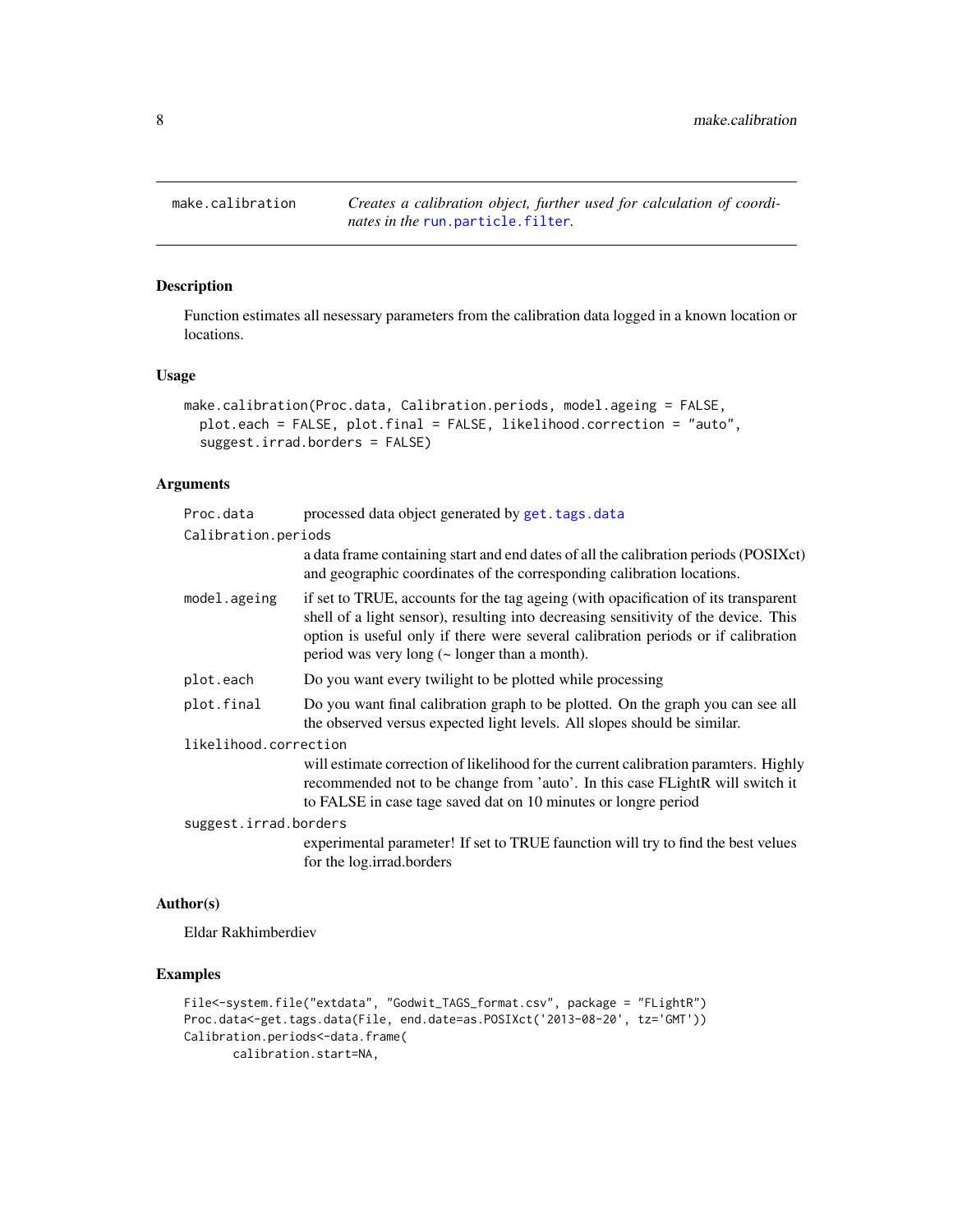`make.calibration` *Creates a calibration object, further used for calculation of coordinates in the* `run.particle.filter`*.*

## Description

Function estimates all nesessary parameters from the calibration data logged in a known location or locations.

## Usage

```
make.calibration(Proc.data, Calibration.periods, model.ageing = FALSE,
  plot.each = FALSE, plot.final = FALSE, likelihood.correction = "auto",
  suggest.irrad.borders = FALSE)
```

## Arguments

| | |
|---|---|
| `Proc.data` | processed data object generated by `get.tags.data` |
| `Calibration.periods` | a data frame containing start and end dates of all the calibration periods (POSIXct) and geographic coordinates of the corresponding calibration locations. |
| `model.ageing` | if set to TRUE, accounts for the tag ageing (with opacification of its transparent shell of a light sensor), resulting into decreasing sensitivity of the device. This option is useful only if there were several calibration periods or if calibration period was very long (~ longer than a month). |
| `plot.each` | Do you want every twilight to be plotted while processing |
| `plot.final` | Do you want final calibration graph to be plotted. On the graph you can see all the observed versus expected light levels. All slopes should be similar. |
| `likelihood.correction` | will estimate correction of likelihood for the current calibration paramters. Highly recommended not to be change from 'auto'. In this case FLightR will switch it to FALSE in case tage saved dat on 10 minutes or longre period |
| `suggest.irrad.borders` | experimental parameter! If set to TRUE faunction will try to find the best velues for the log.irrad.borders |

## Author(s)

Eldar Rakhimberdiev

## Examples

```
File<-system.file("extdata", "Godwit_TAGS_format.csv", package = "FLightR")
Proc.data<-get.tags.data(File, end.date=as.POSIXct('2013-08-20', tz='GMT'))
Calibration.periods<-data.frame(
       calibration.start=NA,
```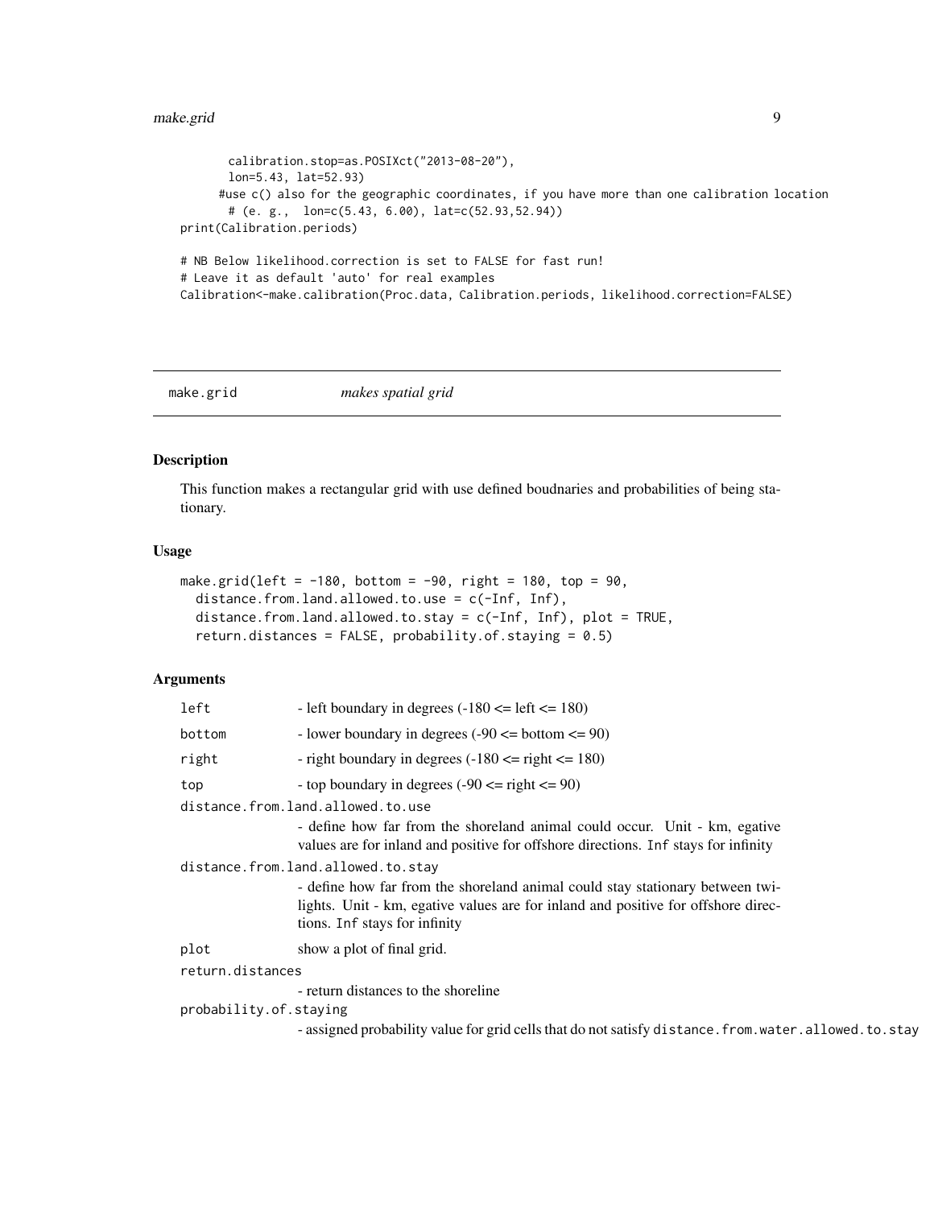```
        calibration.stop=as.POSIXct("2013-08-20"),
        lon=5.43, lat=52.93)
      #use c() also for the geographic coordinates, if you have more than one calibration location
        # (e. g.,  lon=c(5.43, 6.00), lat=c(52.93,52.94))
print(Calibration.periods)

# NB Below likelihood.correction is set to FALSE for fast run!
# Leave it as default 'auto' for real examples
Calibration<-make.calibration(Proc.data, Calibration.periods, likelihood.correction=FALSE)
```

## make.grid *makes spatial grid*

### Description

This function makes a rectangular grid with use defined boudnaries and probabilities of being stationary.

### Usage

```
make.grid(left = -180, bottom = -90, right = 180, top = 90,
  distance.from.land.allowed.to.use = c(-Inf, Inf),
  distance.from.land.allowed.to.stay = c(-Inf, Inf), plot = TRUE,
  return.distances = FALSE, probability.of.staying = 0.5)
```

### Arguments

`left` - left boundary in degrees (-180 <= left <= 180)

`bottom` - lower boundary in degrees (-90 <= bottom <= 90)

`right` - right boundary in degrees (-180 <= right <= 180)

`top` - top boundary in degrees (-90 <= right <= 90)

`distance.from.land.allowed.to.use`
: - define how far from the shoreland animal could occur. Unit - km, egative values are for inland and positive for offshore directions. `Inf` stays for infinity

`distance.from.land.allowed.to.stay`
: - define how far from the shoreland animal could stay stationary between twilights. Unit - km, egative values are for inland and positive for offshore directions. `Inf` stays for infinity

`plot` show a plot of final grid.

`return.distances`
: - return distances to the shoreline

`probability.of.staying`
: - assigned probability value for grid cells that do not satisfy `distance.from.water.allowed.to.stay`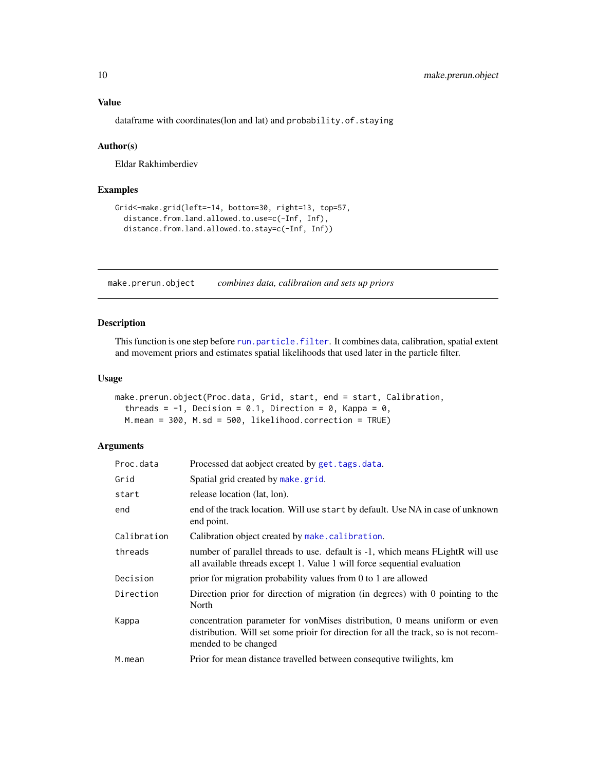### Value

dataframe with coordinates(lon and lat) and `probability.of.staying`

### Author(s)

Eldar Rakhimberdiev

### Examples

```
Grid<-make.grid(left=-14, bottom=30, right=13, top=57,
  distance.from.land.allowed.to.use=c(-Inf, Inf),
  distance.from.land.allowed.to.stay=c(-Inf, Inf))
```

---

## make.prerun.object — *combines data, calibration and sets up priors*

### Description

This function is one step before `run.particle.filter`. It combines data, calibration, spatial extent and movement priors and estimates spatial likelihoods that used later in the particle filter.

### Usage

```
make.prerun.object(Proc.data, Grid, start, end = start, Calibration,
  threads = -1, Decision = 0.1, Direction = 0, Kappa = 0,
  M.mean = 300, M.sd = 500, likelihood.correction = TRUE)
```

### Arguments

| Argument | Description |
|---|---|
| `Proc.data` | Processed dat aobject created by `get.tags.data`. |
| `Grid` | Spatial grid created by `make.grid`. |
| `start` | release location (lat, lon). |
| `end` | end of the track location. Will use `start` by default. Use NA in case of unknown end point. |
| `Calibration` | Calibration object created by `make.calibration`. |
| `threads` | number of parallel threads to use. default is -1, which means FLightR will use all available threads except 1. Value 1 will force sequential evaluation |
| `Decision` | prior for migration probability values from 0 to 1 are allowed |
| `Direction` | Direction prior for direction of migration (in degrees) with 0 pointing to the North |
| `Kappa` | concentration parameter for vonMises distribution, 0 means uniform or even distribution. Will set some prioir for direction for all the track, so is not recommended to be changed |
| `M.mean` | Prior for mean distance travelled between consequtive twilights, km |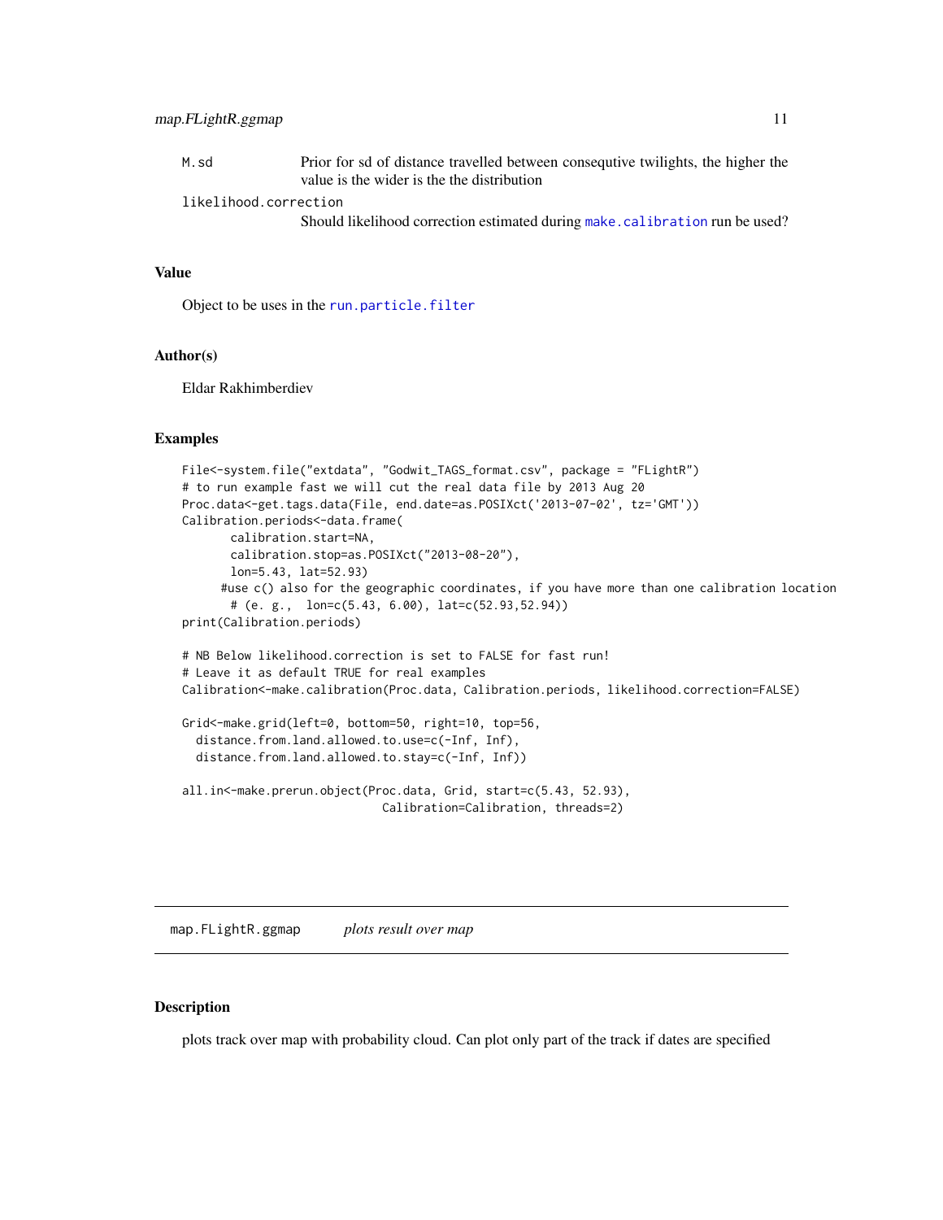M.sd  Prior for sd of distance travelled between consequtive twilights, the higher the value is the wider is the the distribution

likelihood.correction  Should likelihood correction estimated during make.calibration run be used?

### Value

Object to be uses in the run.particle.filter

### Author(s)

Eldar Rakhimberdiev

### Examples

```
File<-system.file("extdata", "Godwit_TAGS_format.csv", package = "FLightR")
# to run example fast we will cut the real data file by 2013 Aug 20
Proc.data<-get.tags.data(File, end.date=as.POSIXct('2013-07-02', tz='GMT'))
Calibration.periods<-data.frame(
        calibration.start=NA,
        calibration.stop=as.POSIXct("2013-08-20"),
        lon=5.43, lat=52.93)
      #use c() also for the geographic coordinates, if you have more than one calibration location
        # (e. g.,  lon=c(5.43, 6.00), lat=c(52.93,52.94))
print(Calibration.periods)

# NB Below likelihood.correction is set to FALSE for fast run!
# Leave it as default TRUE for real examples
Calibration<-make.calibration(Proc.data, Calibration.periods, likelihood.correction=FALSE)

Grid<-make.grid(left=0, bottom=50, right=10, top=56,
  distance.from.land.allowed.to.use=c(-Inf, Inf),
  distance.from.land.allowed.to.stay=c(-Inf, Inf))

all.in<-make.prerun.object(Proc.data, Grid, start=c(5.43, 52.93),
                              Calibration=Calibration, threads=2)
```

---

## map.FLightR.ggmap    *plots result over map*

### Description

plots track over map with probability cloud. Can plot only part of the track if dates are specified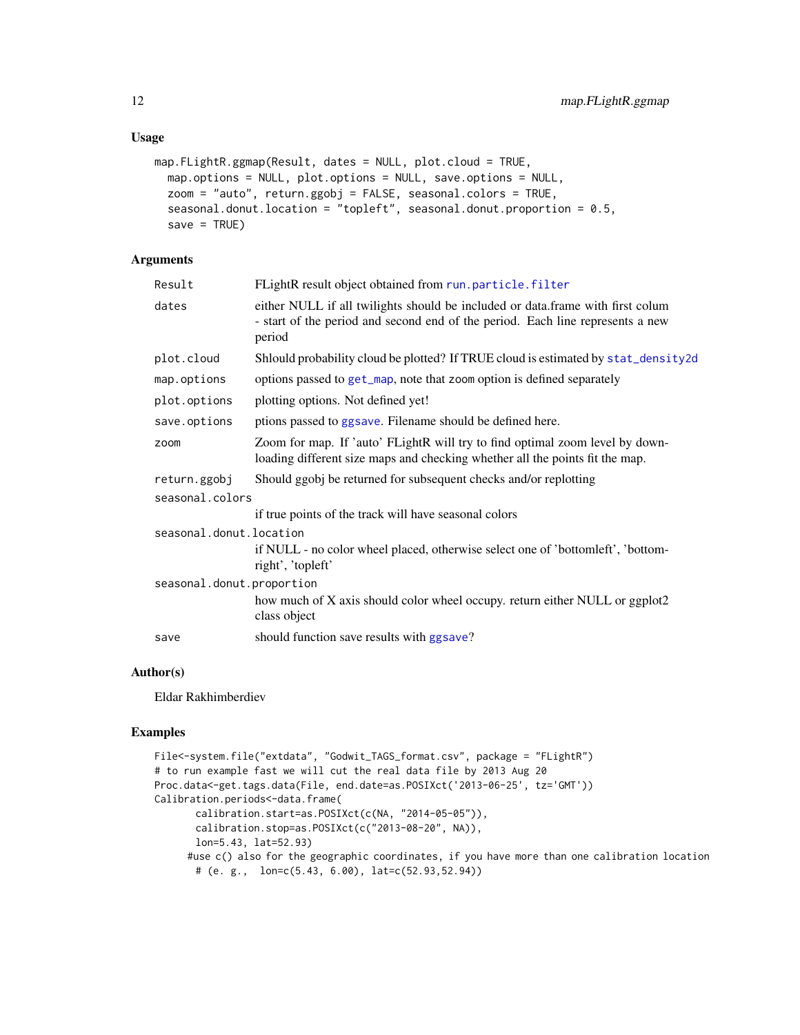### Usage

```
map.FLightR.ggmap(Result, dates = NULL, plot.cloud = TRUE,
  map.options = NULL, plot.options = NULL, save.options = NULL,
  zoom = "auto", return.ggobj = FALSE, seasonal.colors = TRUE,
  seasonal.donut.location = "topleft", seasonal.donut.proportion = 0.5,
  save = TRUE)
```

### Arguments

| Argument | Description |
|---|---|
| `Result` | FLightR result object obtained from run.particle.filter |
| `dates` | either NULL if all twilights should be included or data.frame with first colum - start of the period and second end of the period. Each line represents a new period |
| `plot.cloud` | Shlould probability cloud be plotted? If TRUE cloud is estimated by stat_density2d |
| `map.options` | options passed to get_map, note that zoom option is defined separately |
| `plot.options` | plotting options. Not defined yet! |
| `save.options` | ptions passed to ggsave. Filename should be defined here. |
| `zoom` | Zoom for map. If 'auto' FLightR will try to find optimal zoom level by downloading different size maps and checking whether all the points fit the map. |
| `return.ggobj` | Should ggobj be returned for subsequent checks and/or replotting |
| `seasonal.colors` | if true points of the track will have seasonal colors |
| `seasonal.donut.location` | if NULL - no color wheel placed, otherwise select one of 'bottomleft', 'bottomright', 'topleft' |
| `seasonal.donut.proportion` | how much of X axis should color wheel occupy. return either NULL or ggplot2 class object |
| `save` | should function save results with ggsave? |

### Author(s)

Eldar Rakhimberdiev

### Examples

```
File<-system.file("extdata", "Godwit_TAGS_format.csv", package = "FLightR")
# to run example fast we will cut the real data file by 2013 Aug 20
Proc.data<-get.tags.data(File, end.date=as.POSIXct('2013-06-25', tz='GMT'))
Calibration.periods<-data.frame(
       calibration.start=as.POSIXct(c(NA, "2014-05-05")),
       calibration.stop=as.POSIXct(c("2013-08-20", NA)),
       lon=5.43, lat=52.93)
     #use c() also for the geographic coordinates, if you have more than one calibration location
       # (e. g.,  lon=c(5.43, 6.00), lat=c(52.93,52.94))
```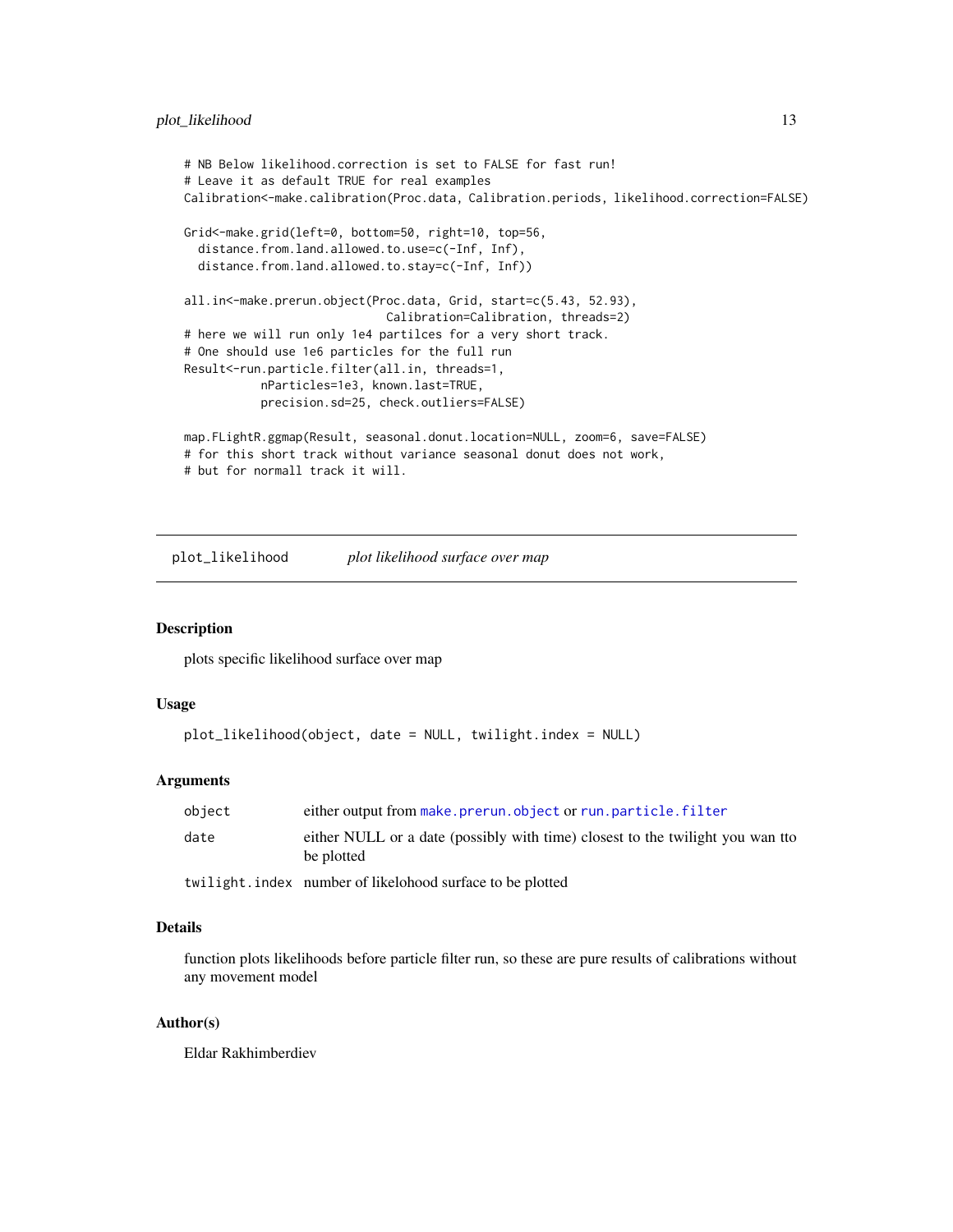```
# NB Below likelihood.correction is set to FALSE for fast run!
# Leave it as default TRUE for real examples
Calibration<-make.calibration(Proc.data, Calibration.periods, likelihood.correction=FALSE)

Grid<-make.grid(left=0, bottom=50, right=10, top=56,
  distance.from.land.allowed.to.use=c(-Inf, Inf),
  distance.from.land.allowed.to.stay=c(-Inf, Inf))

all.in<-make.prerun.object(Proc.data, Grid, start=c(5.43, 52.93),
                             Calibration=Calibration, threads=2)
# here we will run only 1e4 partilces for a very short track.
# One should use 1e6 particles for the full run
Result<-run.particle.filter(all.in, threads=1,
           nParticles=1e3, known.last=TRUE,
           precision.sd=25, check.outliers=FALSE)

map.FLightR.ggmap(Result, seasonal.donut.location=NULL, zoom=6, save=FALSE)
# for this short track without variance seasonal donut does not work,
# but for normall track it will.
```

---

# plot_likelihood    *plot likelihood surface over map*

---

## Description

plots specific likelihood surface over map

## Usage

```
plot_likelihood(object, date = NULL, twilight.index = NULL)
```

## Arguments

| | |
|---|---|
| object | either output from make.prerun.object or run.particle.filter |
| date | either NULL or a date (possibly with time) closest to the twilight you wan tto be plotted |
| twilight.index | number of likelohood surface to be plotted |

## Details

function plots likelihoods before particle filter run, so these are pure results of calibrations without any movement model

## Author(s)

Eldar Rakhimberdiev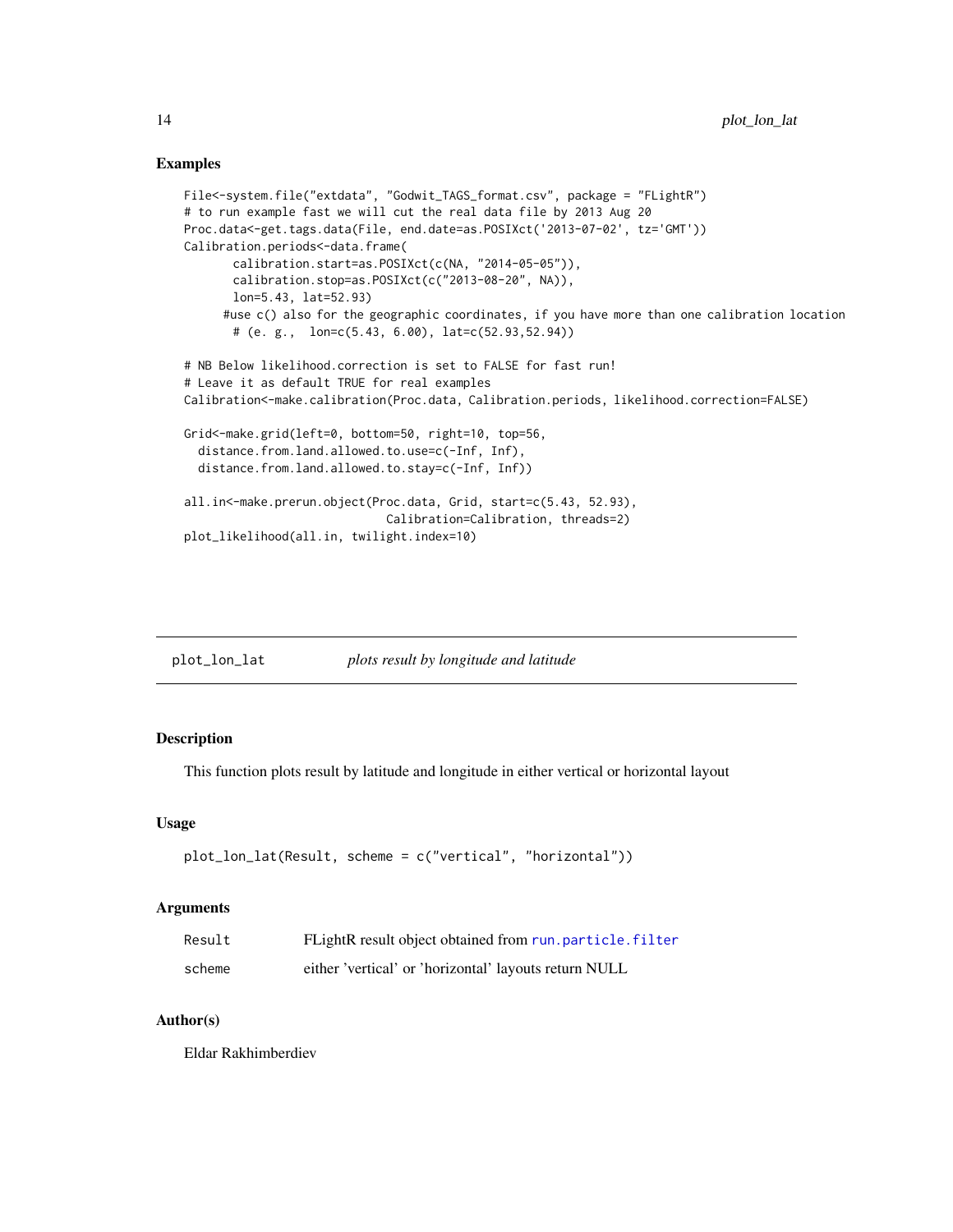## Examples

```
File<-system.file("extdata", "Godwit_TAGS_format.csv", package = "FLightR")
# to run example fast we will cut the real data file by 2013 Aug 20
Proc.data<-get.tags.data(File, end.date=as.POSIXct('2013-07-02', tz='GMT'))
Calibration.periods<-data.frame(
       calibration.start=as.POSIXct(c(NA, "2014-05-05")),
       calibration.stop=as.POSIXct(c("2013-08-20", NA)),
       lon=5.43, lat=52.93)
      #use c() also for the geographic coordinates, if you have more than one calibration location
       # (e. g.,  lon=c(5.43, 6.00), lat=c(52.93,52.94))

# NB Below likelihood.correction is set to FALSE for fast run!
# Leave it as default TRUE for real examples
Calibration<-make.calibration(Proc.data, Calibration.periods, likelihood.correction=FALSE)

Grid<-make.grid(left=0, bottom=50, right=10, top=56,
  distance.from.land.allowed.to.use=c(-Inf, Inf),
  distance.from.land.allowed.to.stay=c(-Inf, Inf))

all.in<-make.prerun.object(Proc.data, Grid, start=c(5.43, 52.93),
                             Calibration=Calibration, threads=2)
plot_likelihood(all.in, twilight.index=10)
```

# plot_lon_lat    *plots result by longitude and latitude*

## Description

This function plots result by latitude and longitude in either vertical or horizontal layout

## Usage

```
plot_lon_lat(Result, scheme = c("vertical", "horizontal"))
```

## Arguments

| | |
|---|---|
| Result | FLightR result object obtained from run.particle.filter |
| scheme | either 'vertical' or 'horizontal' layouts return NULL |

## Author(s)

Eldar Rakhimberdiev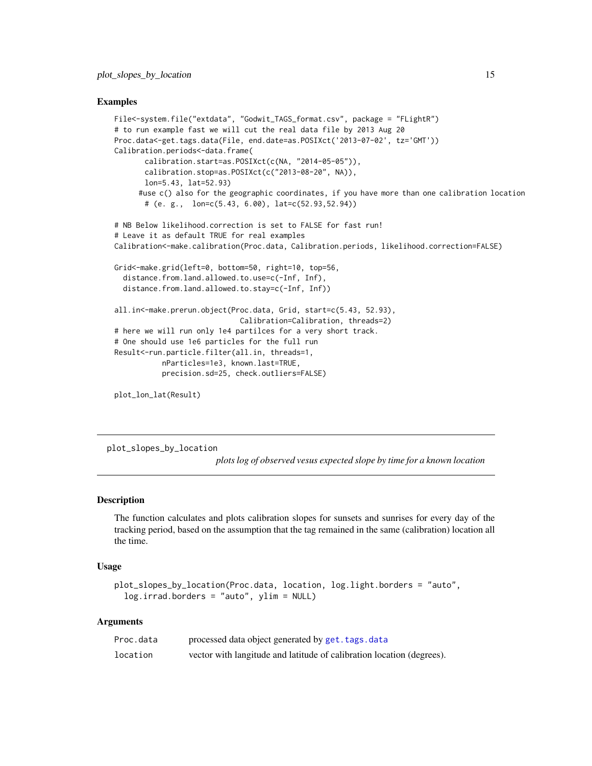### Examples

```
File<-system.file("extdata", "Godwit_TAGS_format.csv", package = "FLightR")
# to run example fast we will cut the real data file by 2013 Aug 20
Proc.data<-get.tags.data(File, end.date=as.POSIXct('2013-07-02', tz='GMT'))
Calibration.periods<-data.frame(
       calibration.start=as.POSIXct(c(NA, "2014-05-05")),
       calibration.stop=as.POSIXct(c("2013-08-20", NA)),
       lon=5.43, lat=52.93)
      #use c() also for the geographic coordinates, if you have more than one calibration location
       # (e. g.,  lon=c(5.43, 6.00), lat=c(52.93,52.94))

# NB Below likelihood.correction is set to FALSE for fast run!
# Leave it as default TRUE for real examples
Calibration<-make.calibration(Proc.data, Calibration.periods, likelihood.correction=FALSE)

Grid<-make.grid(left=0, bottom=50, right=10, top=56,
  distance.from.land.allowed.to.use=c(-Inf, Inf),
  distance.from.land.allowed.to.stay=c(-Inf, Inf))

all.in<-make.prerun.object(Proc.data, Grid, start=c(5.43, 52.93),
                             Calibration=Calibration, threads=2)
# here we will run only 1e4 partilces for a very short track.
# One should use 1e6 particles for the full run
Result<-run.particle.filter(all.in, threads=1,
           nParticles=1e3, known.last=TRUE,
           precision.sd=25, check.outliers=FALSE)

plot_lon_lat(Result)
```

---

## plot_slopes_by_location

*plots log of observed vesus expected slope by time for a known location*

---

### Description

The function calculates and plots calibration slopes for sunsets and sunrises for every day of the tracking period, based on the assumption that the tag remained in the same (calibration) location all the time.

### Usage

```
plot_slopes_by_location(Proc.data, location, log.light.borders = "auto",
  log.irrad.borders = "auto", ylim = NULL)
```

### Arguments

| | |
|---|---|
| Proc.data | processed data object generated by get.tags.data |
| location | vector with langitude and latitude of calibration location (degrees). |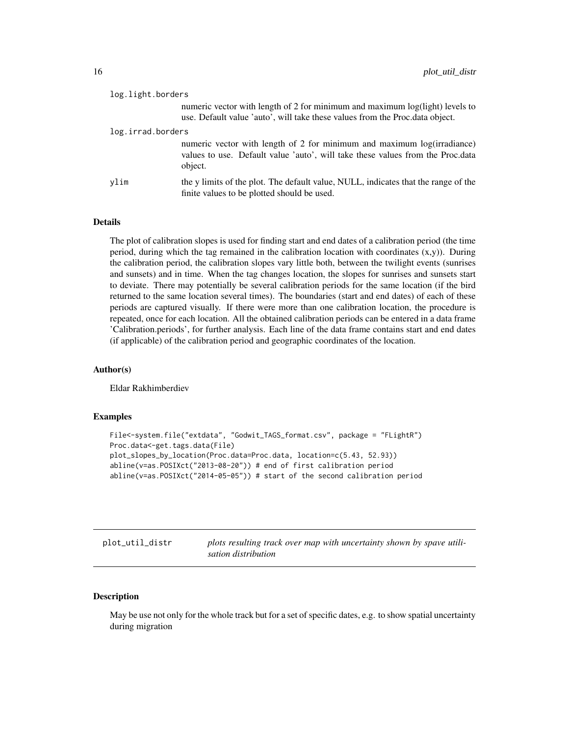log.light.borders
: numeric vector with length of 2 for minimum and maximum log(light) levels to use. Default value 'auto', will take these values from the Proc.data object.

log.irrad.borders
: numeric vector with length of 2 for minimum and maximum log(irradiance) values to use. Default value 'auto', will take these values from the Proc.data object.

ylim
: the y limits of the plot. The default value, NULL, indicates that the range of the finite values to be plotted should be used.

### Details

The plot of calibration slopes is used for finding start and end dates of a calibration period (the time period, during which the tag remained in the calibration location with coordinates (x,y)). During the calibration period, the calibration slopes vary little both, between the twilight events (sunrises and sunsets) and in time. When the tag changes location, the slopes for sunrises and sunsets start to deviate. There may potentially be several calibration periods for the same location (if the bird returned to the same location several times). The boundaries (start and end dates) of each of these periods are captured visually. If there were more than one calibration location, the procedure is repeated, once for each location. All the obtained calibration periods can be entered in a data frame 'Calibration.periods', for further analysis. Each line of the data frame contains start and end dates (if applicable) of the calibration period and geographic coordinates of the location.

### Author(s)

Eldar Rakhimberdiev

### Examples

```
File<-system.file("extdata", "Godwit_TAGS_format.csv", package = "FLightR")
Proc.data<-get.tags.data(File)
plot_slopes_by_location(Proc.data=Proc.data, location=c(5.43, 52.93))
abline(v=as.POSIXct("2013-08-20")) # end of first calibration period
abline(v=as.POSIXct("2014-05-05")) # start of the second calibration period
```

---

## plot_util_distr *plots resulting track over map with uncertainty shown by spave utilisation distribution*

### Description

May be use not only for the whole track but for a set of specific dates, e.g. to show spatial uncertainty during migration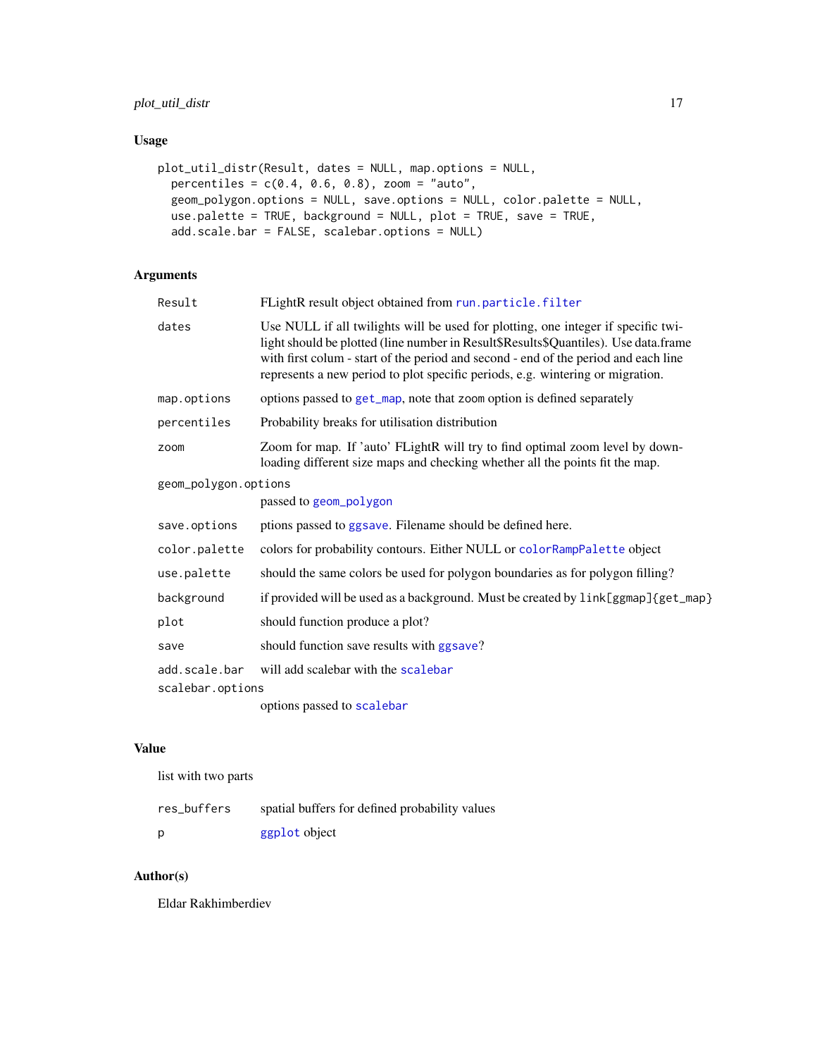## Usage

```
plot_util_distr(Result, dates = NULL, map.options = NULL,
  percentiles = c(0.4, 0.6, 0.8), zoom = "auto",
  geom_polygon.options = NULL, save.options = NULL, color.palette = NULL,
  use.palette = TRUE, background = NULL, plot = TRUE, save = TRUE,
  add.scale.bar = FALSE, scalebar.options = NULL)
```

## Arguments

| | |
|---|---|
| `Result` | FLightR result object obtained from `run.particle.filter` |
| `dates` | Use NULL if all twilights will be used for plotting, one integer if specific twilight should be plotted (line number in Result$Results$Quantiles). Use data.frame with first colum - start of the period and second - end of the period and each line represents a new period to plot specific periods, e.g. wintering or migration. |
| `map.options` | options passed to `get_map`, note that `zoom` option is defined separately |
| `percentiles` | Probability breaks for utilisation distribution |
| `zoom` | Zoom for map. If 'auto' FLightR will try to find optimal zoom level by downloading different size maps and checking whether all the points fit the map. |
| `geom_polygon.options` | passed to `geom_polygon` |
| `save.options` | ptions passed to `ggsave`. Filename should be defined here. |
| `color.palette` | colors for probability contours. Either NULL or `colorRampPalette` object |
| `use.palette` | should the same colors be used for polygon boundaries as for polygon filling? |
| `background` | if provided will be used as a background. Must be created by `link[ggmap]{get_map}` |
| `plot` | should function produce a plot? |
| `save` | should function save results with `ggsave`? |
| `add.scale.bar` | will add scalebar with the `scalebar` |
| `scalebar.options` | options passed to `scalebar` |

## Value

list with two parts

| | |
|---|---|
| `res_buffers` | spatial buffers for defined probability values |
| `p` | `ggplot` object |

## Author(s)

Eldar Rakhimberdiev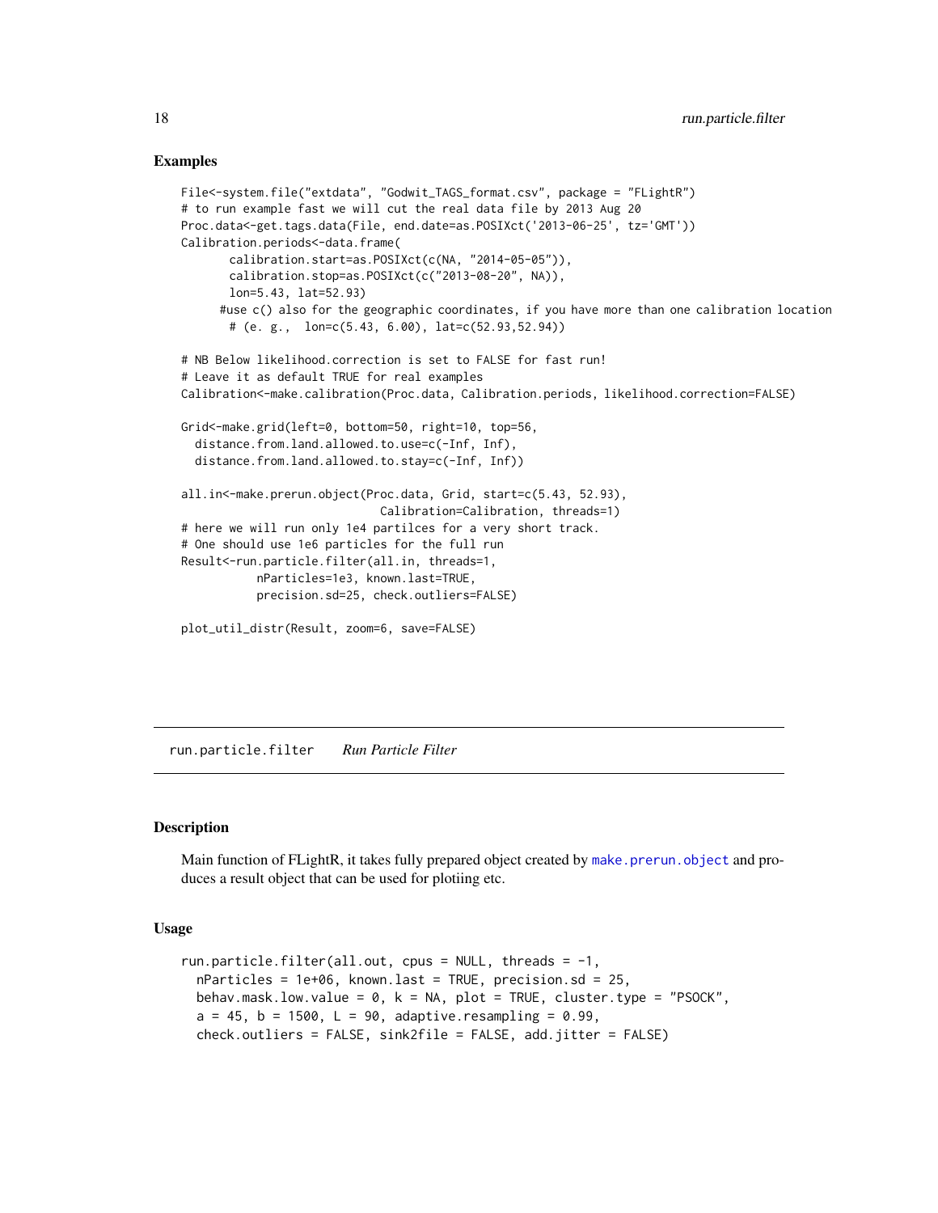## Examples

```
File<-system.file("extdata", "Godwit_TAGS_format.csv", package = "FLightR")
# to run example fast we will cut the real data file by 2013 Aug 20
Proc.data<-get.tags.data(File, end.date=as.POSIXct('2013-06-25', tz='GMT'))
Calibration.periods<-data.frame(
       calibration.start=as.POSIXct(c(NA, "2014-05-05")),
       calibration.stop=as.POSIXct(c("2013-08-20", NA)),
       lon=5.43, lat=52.93)
      #use c() also for the geographic coordinates, if you have more than one calibration location
       # (e. g.,  lon=c(5.43, 6.00), lat=c(52.93,52.94))

# NB Below likelihood.correction is set to FALSE for fast run!
# Leave it as default TRUE for real examples
Calibration<-make.calibration(Proc.data, Calibration.periods, likelihood.correction=FALSE)

Grid<-make.grid(left=0, bottom=50, right=10, top=56,
  distance.from.land.allowed.to.use=c(-Inf, Inf),
  distance.from.land.allowed.to.stay=c(-Inf, Inf))

all.in<-make.prerun.object(Proc.data, Grid, start=c(5.43, 52.93),
                             Calibration=Calibration, threads=1)
# here we will run only 1e4 partilces for a very short track.
# One should use 1e6 particles for the full run
Result<-run.particle.filter(all.in, threads=1,
           nParticles=1e3, known.last=TRUE,
           precision.sd=25, check.outliers=FALSE)

plot_util_distr(Result, zoom=6, save=FALSE)
```

---

# run.particle.filter *Run Particle Filter*

---

## Description

Main function of FLightR, it takes fully prepared object created by `make.prerun.object` and produces a result object that can be used for plotiing etc.

## Usage

```
run.particle.filter(all.out, cpus = NULL, threads = -1,
  nParticles = 1e+06, known.last = TRUE, precision.sd = 25,
  behav.mask.low.value = 0, k = NA, plot = TRUE, cluster.type = "PSOCK",
  a = 45, b = 1500, L = 90, adaptive.resampling = 0.99,
  check.outliers = FALSE, sink2file = FALSE, add.jitter = FALSE)
```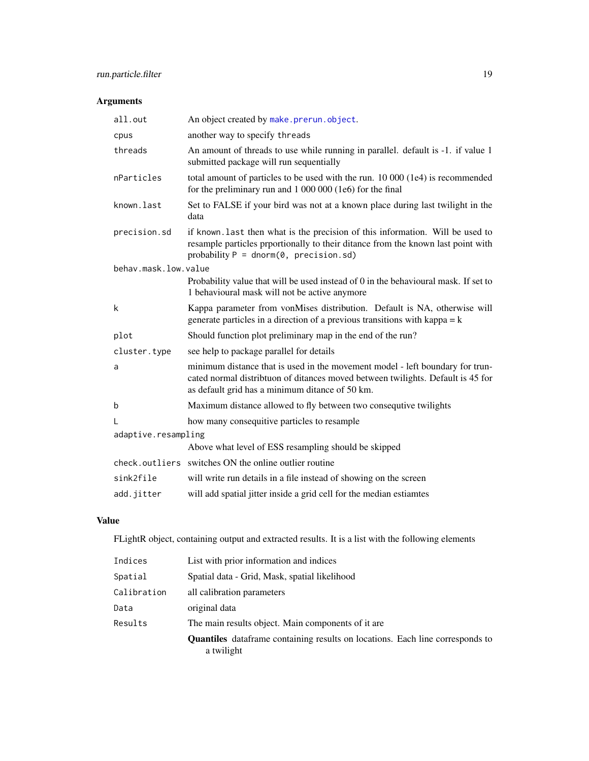## Arguments

| | |
|---|---|
| `all.out` | An object created by `make.prerun.object`. |
| `cpus` | another way to specify `threads` |
| `threads` | An amount of threads to use while running in parallel. default is -1. if value 1 submitted package will run sequentially |
| `nParticles` | total amount of particles to be used with the run. 10 000 (1e4) is recommended for the preliminary run and 1 000 000 (1e6) for the final |
| `known.last` | Set to FALSE if your bird was not at a known place during last twilight in the data |
| `precision.sd` | if `known.last` then what is the precision of this information. Will be used to resample particles prportionally to their ditance from the known last point with probability `P = dnorm(0, precision.sd)` |
| `behav.mask.low.value` | Probability value that will be used instead of 0 in the behavioural mask. If set to 1 behavioural mask will not be active anymore |
| `k` | Kappa parameter from vonMises distribution. Default is NA, otherwise will generate particles in a direction of a previous transitions with kappa = k |
| `plot` | Should function plot preliminary map in the end of the run? |
| `cluster.type` | see help to package parallel for details |
| `a` | minimum distance that is used in the movement model - left boundary for truncated normal distribtuon of ditances moved between twilights. Default is 45 for as default grid has a minimum ditance of 50 km. |
| `b` | Maximum distance allowed to fly between two consequtive twilights |
| `L` | how many consequitive particles to resample |
| `adaptive.resampling` | Above what level of ESS resampling should be skipped |
| `check.outliers` | switches ON the online outlier routine |
| `sink2file` | will write run details in a file instead of showing on the screen |
| `add.jitter` | will add spatial jitter inside a grid cell for the median estiamtes |

## Value

FLightR object, containing output and extracted results. It is a list with the following elements

| | |
|---|---|
| `Indices` | List with prior information and indices |
| `Spatial` | Spatial data - Grid, Mask, spatial likelihood |
| `Calibration` | all calibration parameters |
| `Data` | original data |
| `Results` | The main results object. Main components of it are |

**Quantiles** dataframe containing results on locations. Each line corresponds to a twilight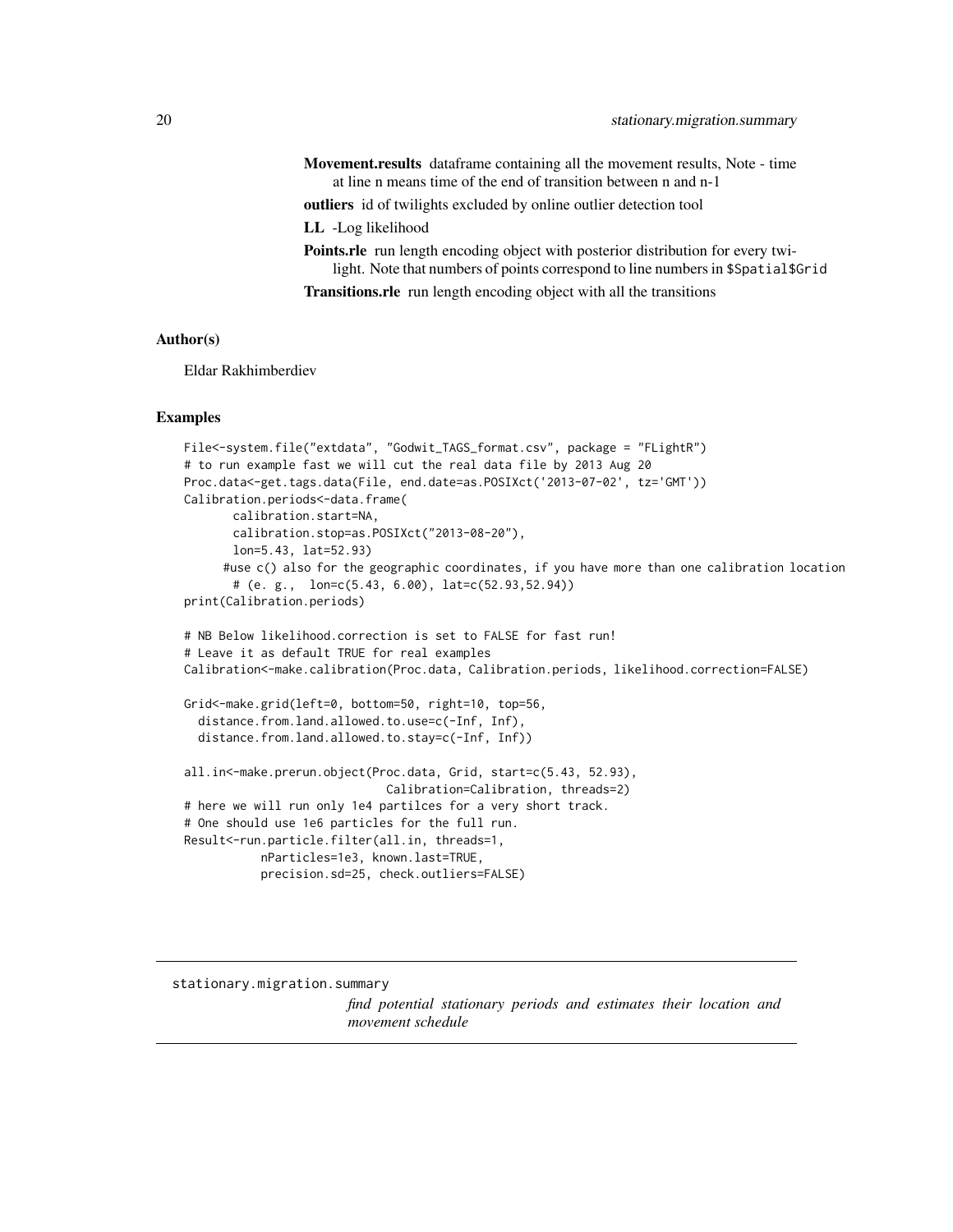**Movement.results** dataframe containing all the movement results, Note - time at line n means time of the end of transition between n and n-1

**outliers** id of twilights excluded by online outlier detection tool

**LL** -Log likelihood

**Points.rle** run length encoding object with posterior distribution for every twilight. Note that numbers of points correspond to line numbers in `$Spatial$Grid`

**Transitions.rle** run length encoding object with all the transitions

### Author(s)

Eldar Rakhimberdiev

### Examples

```
File<-system.file("extdata", "Godwit_TAGS_format.csv", package = "FLightR")
# to run example fast we will cut the real data file by 2013 Aug 20
Proc.data<-get.tags.data(File, end.date=as.POSIXct('2013-07-02', tz='GMT'))
Calibration.periods<-data.frame(
       calibration.start=NA,
       calibration.stop=as.POSIXct("2013-08-20"),
       lon=5.43, lat=52.93)
      #use c() also for the geographic coordinates, if you have more than one calibration location
       # (e. g.,  lon=c(5.43, 6.00), lat=c(52.93,52.94))
print(Calibration.periods)

# NB Below likelihood.correction is set to FALSE for fast run!
# Leave it as default TRUE for real examples
Calibration<-make.calibration(Proc.data, Calibration.periods, likelihood.correction=FALSE)

Grid<-make.grid(left=0, bottom=50, right=10, top=56,
  distance.from.land.allowed.to.use=c(-Inf, Inf),
  distance.from.land.allowed.to.stay=c(-Inf, Inf))

all.in<-make.prerun.object(Proc.data, Grid, start=c(5.43, 52.93),
                             Calibration=Calibration, threads=2)
# here we will run only 1e4 partilces for a very short track.
# One should use 1e6 particles for the full run.
Result<-run.particle.filter(all.in, threads=1,
           nParticles=1e3, known.last=TRUE,
           precision.sd=25, check.outliers=FALSE)
```

---

## stationary.migration.summary

*find potential stationary periods and estimates their location and movement schedule*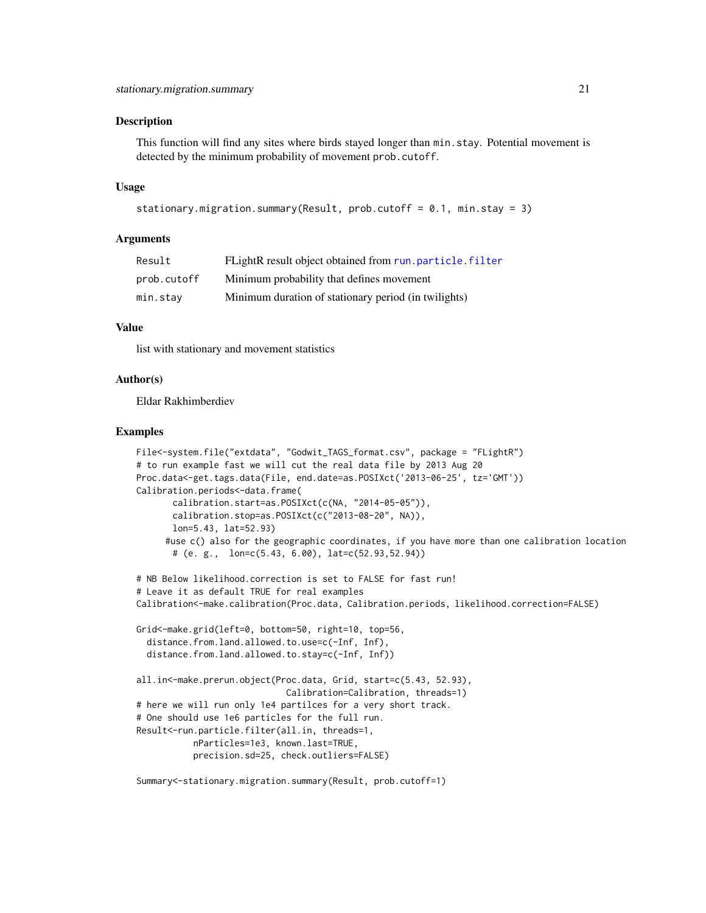## Description

This function will find any sites where birds stayed longer than `min.stay`. Potential movement is detected by the minimum probability of movement `prob.cutoff`.

## Usage

```
stationary.migration.summary(Result, prob.cutoff = 0.1, min.stay = 3)
```

## Arguments

| | |
|---|---|
| `Result` | FLightR result object obtained from `run.particle.filter` |
| `prob.cutoff` | Minimum probability that defines movement |
| `min.stay` | Minimum duration of stationary period (in twilights) |

## Value

list with stationary and movement statistics

## Author(s)

Eldar Rakhimberdiev

## Examples

```
File<-system.file("extdata", "Godwit_TAGS_format.csv", package = "FLightR")
# to run example fast we will cut the real data file by 2013 Aug 20
Proc.data<-get.tags.data(File, end.date=as.POSIXct('2013-06-25', tz='GMT'))
Calibration.periods<-data.frame(
       calibration.start=as.POSIXct(c(NA, "2014-05-05")),
       calibration.stop=as.POSIXct(c("2013-08-20", NA)),
       lon=5.43, lat=52.93)
      #use c() also for the geographic coordinates, if you have more than one calibration location
       # (e. g.,  lon=c(5.43, 6.00), lat=c(52.93,52.94))

# NB Below likelihood.correction is set to FALSE for fast run!
# Leave it as default TRUE for real examples
Calibration<-make.calibration(Proc.data, Calibration.periods, likelihood.correction=FALSE)

Grid<-make.grid(left=0, bottom=50, right=10, top=56,
  distance.from.land.allowed.to.use=c(-Inf, Inf),
  distance.from.land.allowed.to.stay=c(-Inf, Inf))

all.in<-make.prerun.object(Proc.data, Grid, start=c(5.43, 52.93),
                              Calibration=Calibration, threads=1)
# here we will run only 1e4 partilces for a very short track.
# One should use 1e6 particles for the full run.
Result<-run.particle.filter(all.in, threads=1,
           nParticles=1e3, known.last=TRUE,
           precision.sd=25, check.outliers=FALSE)

Summary<-stationary.migration.summary(Result, prob.cutoff=1)
```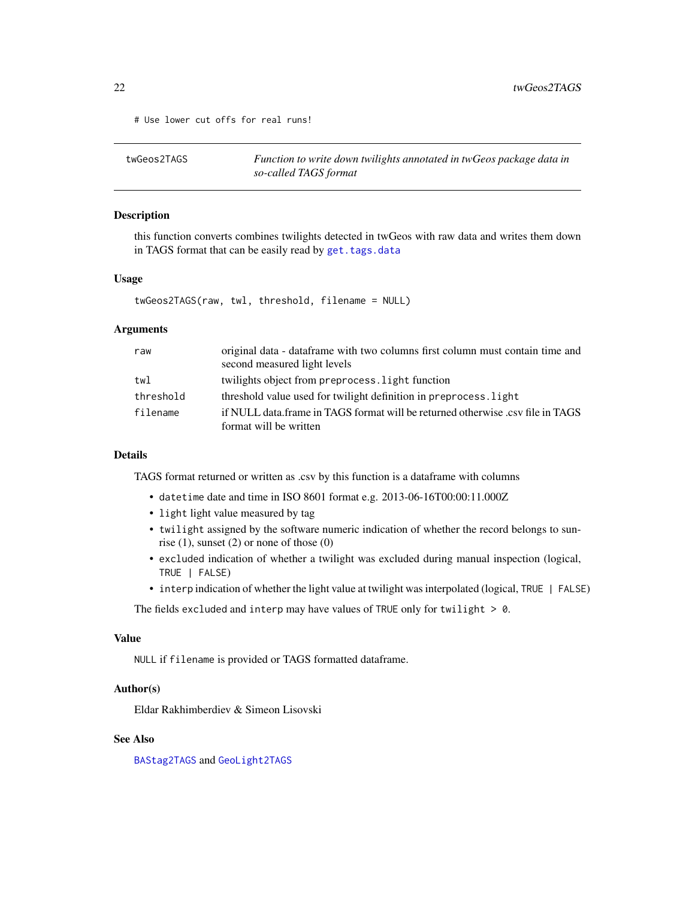```
# Use lower cut offs for real runs!
```

---

## twGeos2TAGS — *Function to write down twilights annotated in twGeos package data in so-called TAGS format*

### Description

this function converts combines twilights detected in twGeos with raw data and writes them down in TAGS format that can be easily read by `get.tags.data`

### Usage

```
twGeos2TAGS(raw, twl, threshold, filename = NULL)
```

### Arguments

| | |
|---|---|
| `raw` | original data - dataframe with two columns first column must contain time and second measured light levels |
| `twl` | twilights object from `preprocess.light` function |
| `threshold` | threshold value used for twilight definition in `preprocess.light` |
| `filename` | if NULL data.frame in TAGS format will be returned otherwise .csv file in TAGS format will be written |

### Details

TAGS format returned or written as .csv by this function is a dataframe with columns

- `datetime` date and time in ISO 8601 format e.g. 2013-06-16T00:00:11.000Z
- `light` light value measured by tag
- `twilight` assigned by the software numeric indication of whether the record belongs to sunrise (1), sunset (2) or none of those (0)
- `excluded` indication of whether a twilight was excluded during manual inspection (logical, `TRUE | FALSE`)
- `interp` indication of whether the light value at twilight was interpolated (logical, `TRUE | FALSE`)

The fields `excluded` and `interp` may have values of `TRUE` only for `twilight > 0`.

### Value

`NULL` if `filename` is provided or TAGS formatted dataframe.

### Author(s)

Eldar Rakhimberdiev & Simeon Lisovski

### See Also

`BAStag2TAGS` and `GeoLight2TAGS`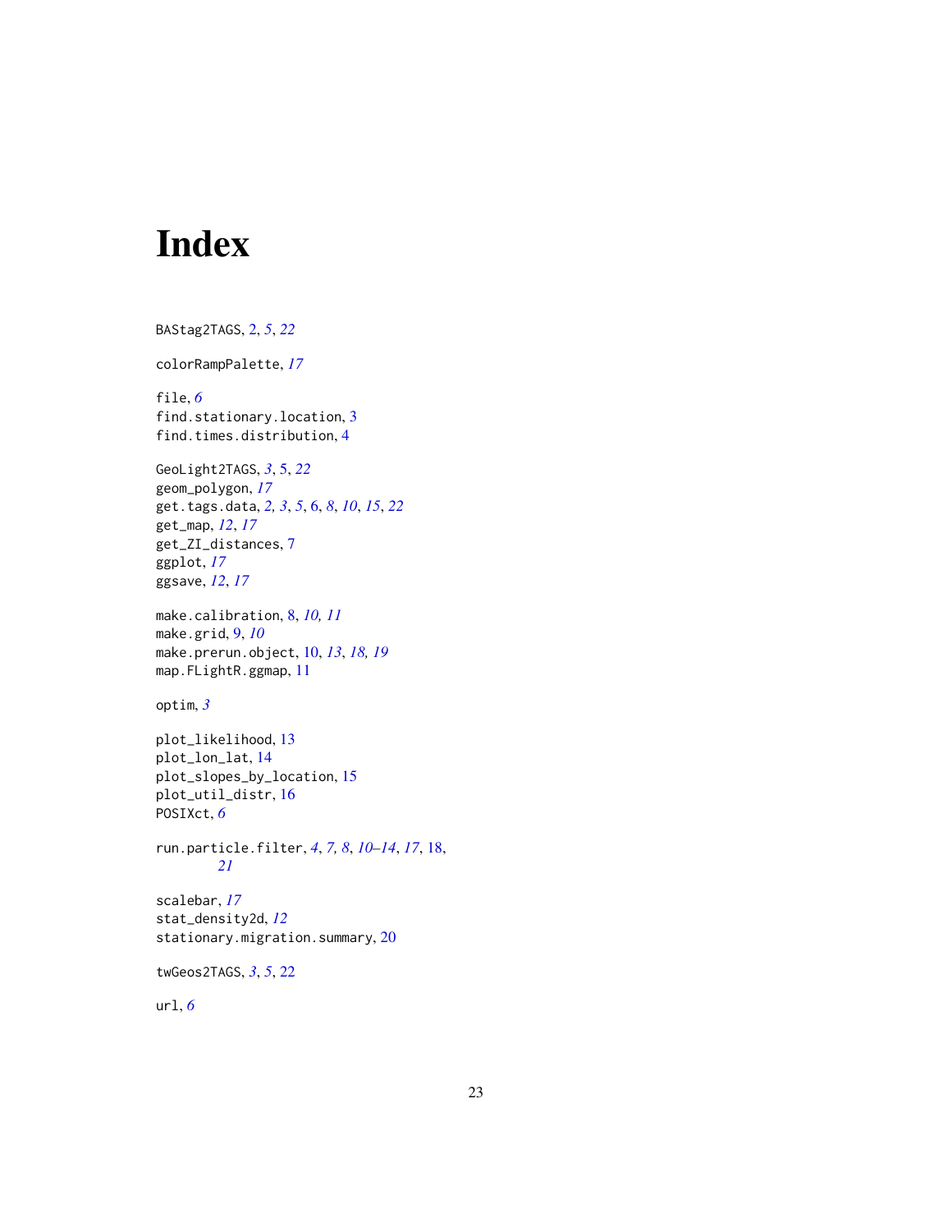# Index

BAStag2TAGS, 2, *5*, *22*

colorRampPalette, *17*

file, *6*
find.stationary.location, 3
find.times.distribution, 4

GeoLight2TAGS, *3*, 5, *22*
geom_polygon, *17*
get.tags.data, *2, 3*, *5*, 6, *8*, *10*, *15*, *22*
get_map, *12*, *17*
get_ZI_distances, 7
ggplot, *17*
ggsave, *12*, *17*

make.calibration, 8, *10, 11*
make.grid, 9, *10*
make.prerun.object, 10, *13*, *18, 19*
map.FLightR.ggmap, 11

optim, *3*

plot_likelihood, 13
plot_lon_lat, 14
plot_slopes_by_location, 15
plot_util_distr, 16
POSIXct, *6*

run.particle.filter, *4*, *7, 8*, *10–14*, *17*, 18, *21*

scalebar, *17*
stat_density2d, *12*
stationary.migration.summary, 20

twGeos2TAGS, *3*, *5*, 22

url, *6*